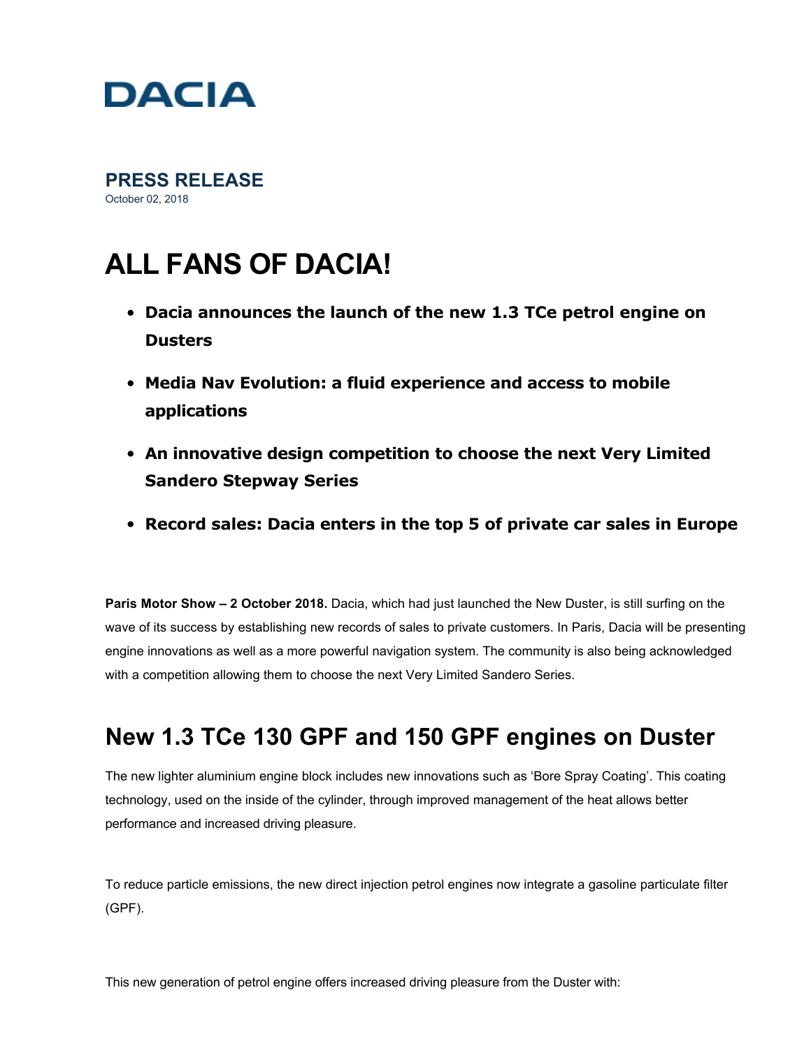DACIA

**PRESS RELEASE**
October 02, 2018

# ALL FANS OF DACIA!

- **Dacia announces the launch of the new 1.3 TCe petrol engine on Dusters**
- **Media Nav Evolution: a fluid experience and access to mobile applications**
- **An innovative design competition to choose the next Very Limited Sandero Stepway Series**
- **Record sales: Dacia enters in the top 5 of private car sales in Europe**

**Paris Motor Show – 2 October 2018.** Dacia, which had just launched the New Duster, is still surfing on the wave of its success by establishing new records of sales to private customers. In Paris, Dacia will be presenting engine innovations as well as a more powerful navigation system. The community is also being acknowledged with a competition allowing them to choose the next Very Limited Sandero Series.

## New 1.3 TCe 130 GPF and 150 GPF engines on Duster

The new lighter aluminium engine block includes new innovations such as 'Bore Spray Coating'. This coating technology, used on the inside of the cylinder, through improved management of the heat allows better performance and increased driving pleasure.

To reduce particle emissions, the new direct injection petrol engines now integrate a gasoline particulate filter (GPF).

This new generation of petrol engine offers increased driving pleasure from the Duster with: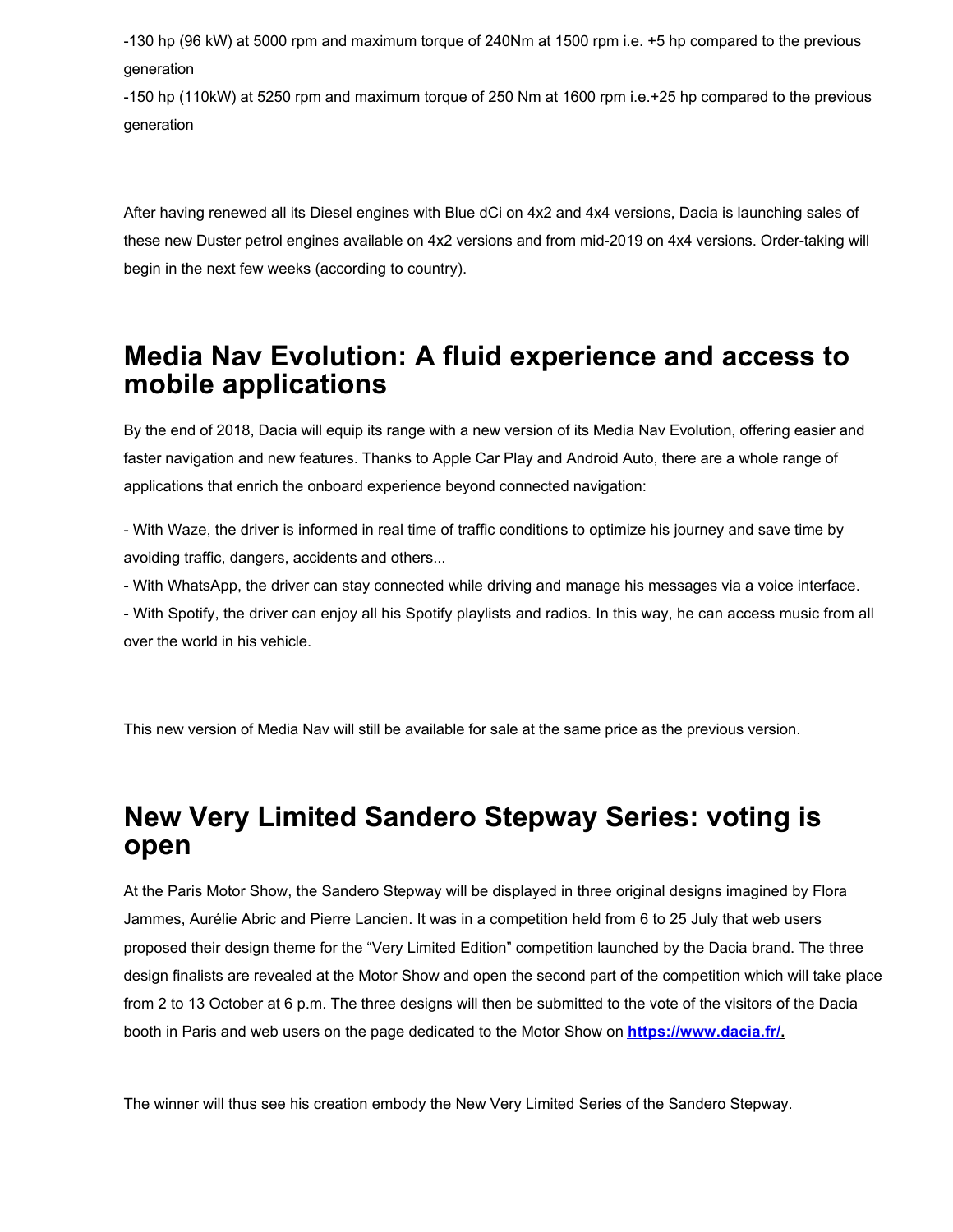-130 hp (96 kW) at 5000 rpm and maximum torque of 240Nm at 1500 rpm i.e. +5 hp compared to the previous generation

-150 hp (110kW) at 5250 rpm and maximum torque of 250 Nm at 1600 rpm i.e.+25 hp compared to the previous generation

After having renewed all its Diesel engines with Blue dCi on 4x2 and 4x4 versions, Dacia is launching sales of these new Duster petrol engines available on 4x2 versions and from mid-2019 on 4x4 versions. Order-taking will begin in the next few weeks (according to country).

## Media Nav Evolution: A fluid experience and access to mobile applications

By the end of 2018, Dacia will equip its range with a new version of its Media Nav Evolution, offering easier and faster navigation and new features. Thanks to Apple Car Play and Android Auto, there are a whole range of applications that enrich the onboard experience beyond connected navigation:

- With Waze, the driver is informed in real time of traffic conditions to optimize his journey and save time by avoiding traffic, dangers, accidents and others...
- With WhatsApp, the driver can stay connected while driving and manage his messages via a voice interface.
- With Spotify, the driver can enjoy all his Spotify playlists and radios. In this way, he can access music from all over the world in his vehicle.

This new version of Media Nav will still be available for sale at the same price as the previous version.

## New Very Limited Sandero Stepway Series: voting is open

At the Paris Motor Show, the Sandero Stepway will be displayed in three original designs imagined by Flora Jammes, Aurélie Abric and Pierre Lancien. It was in a competition held from 6 to 25 July that web users proposed their design theme for the "Very Limited Edition" competition launched by the Dacia brand. The three design finalists are revealed at the Motor Show and open the second part of the competition which will take place from 2 to 13 October at 6 p.m. The three designs will then be submitted to the vote of the visitors of the Dacia booth in Paris and web users on the page dedicated to the Motor Show on **https://www.dacia.fr/.**

The winner will thus see his creation embody the New Very Limited Series of the Sandero Stepway.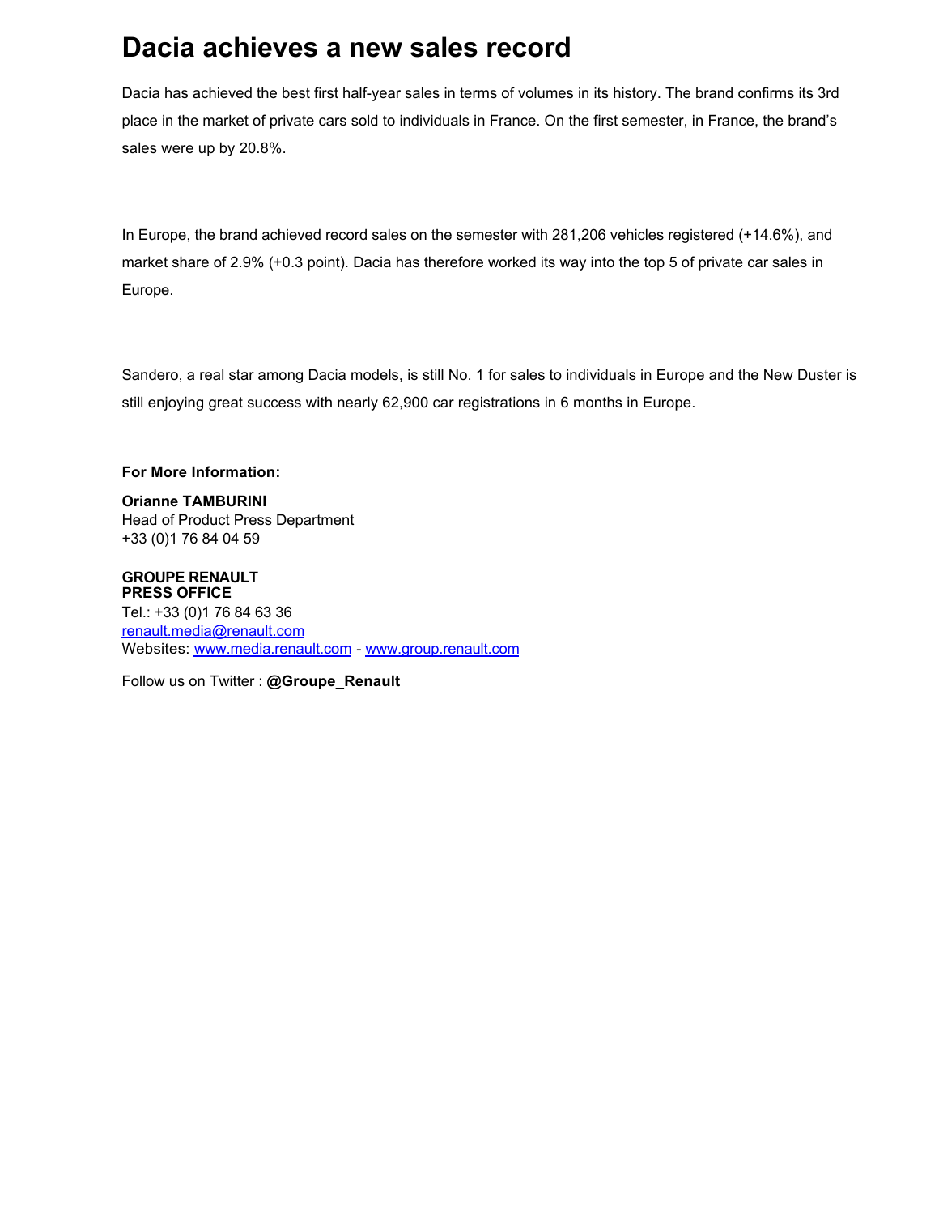# Dacia achieves a new sales record

Dacia has achieved the best first half-year sales in terms of volumes in its history. The brand confirms its 3rd place in the market of private cars sold to individuals in France. On the first semester, in France, the brand's sales were up by 20.8%.

In Europe, the brand achieved record sales on the semester with 281,206 vehicles registered (+14.6%), and market share of 2.9% (+0.3 point). Dacia has therefore worked its way into the top 5 of private car sales in Europe.

Sandero, a real star among Dacia models, is still No. 1 for sales to individuals in Europe and the New Duster is still enjoying great success with nearly 62,900 car registrations in 6 months in Europe.

**For More Information:**

**Orianne TAMBURINI**
Head of Product Press Department
+33 (0)1 76 84 04 59

**GROUPE RENAULT**
**PRESS OFFICE**
Tel.: +33 (0)1 76 84 63 36
renault.media@renault.com
Websites: www.media.renault.com - www.group.renault.com

Follow us on Twitter : **@Groupe_Renault**